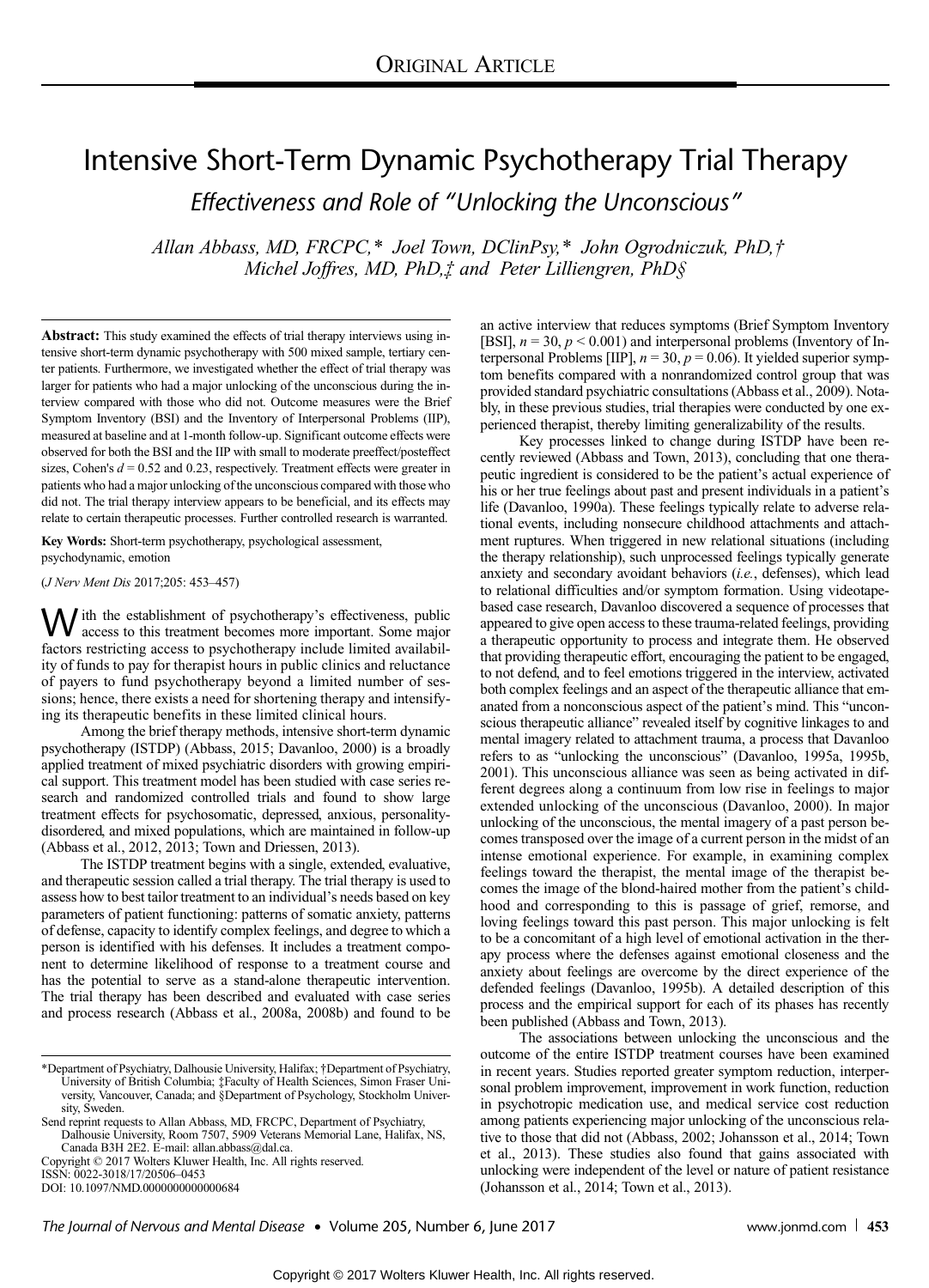Original Article

# Intensive Short-Term Dynamic Psychotherapy Trial Therapy

## *Effectiveness and Role of "Unlocking the Unconscious"*

*Allan Abbass, MD, FRCPC,\* Joel Town, DClinPsy,\* John Ogrodniczuk, PhD,† Michel Joffres, MD, PhD,‡ and Peter Lilliengren, PhD§*

**Abstract:** This study examined the effects of trial therapy interviews using intensive short-term dynamic psychotherapy with 500 mixed sample, tertiary center patients. Furthermore, we investigated whether the effect of trial therapy was larger for patients who had a major unlocking of the unconscious during the interview compared with those who did not. Outcome measures were the Brief Symptom Inventory (BSI) and the Inventory of Interpersonal Problems (IIP), measured at baseline and at 1-month follow-up. Significant outcome effects were observed for both the BSI and the IIP with small to moderate preeffect/posteffect sizes, Cohen's $d = 0.52$ and 0.23, respectively. Treatment effects were greater in patients who had a major unlocking of the unconscious compared with those who did not. The trial therapy interview appears to be beneficial, and its effects may relate to certain therapeutic processes. Further controlled research is warranted.

**Key Words:** Short-term psychotherapy, psychological assessment, psychodynamic, emotion

(*J Nerv Ment Dis* 2017;205: 453–457)

With the establishment of psychotherapy's effectiveness, public access to this treatment becomes more important. Some major factors restricting access to psychotherapy include limited availability of funds to pay for therapist hours in public clinics and reluctance of payers to fund psychotherapy beyond a limited number of sessions; hence, there exists a need for shortening therapy and intensifying its therapeutic benefits in these limited clinical hours.

Among the brief therapy methods, intensive short-term dynamic psychotherapy (ISTDP) (Abbass, 2015; Davanloo, 2000) is a broadly applied treatment of mixed psychiatric disorders with growing empirical support. This treatment model has been studied with case series research and randomized controlled trials and found to show large treatment effects for psychosomatic, depressed, anxious, personality-disordered, and mixed populations, which are maintained in follow-up (Abbass et al., 2012, 2013; Town and Driessen, 2013).

The ISTDP treatment begins with a single, extended, evaluative, and therapeutic session called a trial therapy. The trial therapy is used to assess how to best tailor treatment to an individual's needs based on key parameters of patient functioning: patterns of somatic anxiety, patterns of defense, capacity to identify complex feelings, and degree to which a person is identified with his defenses. It includes a treatment component to determine likelihood of response to a treatment course and has the potential to serve as a stand-alone therapeutic intervention. The trial therapy has been described and evaluated with case series and process research (Abbass et al., 2008a, 2008b) and found to be an active interview that reduces symptoms (Brief Symptom Inventory [BSI], $n = 30$, $p < 0.001$) and interpersonal problems (Inventory of Interpersonal Problems [IIP], $n = 30$, $p = 0.06$). It yielded superior symptom benefits compared with a nonrandomized control group that was provided standard psychiatric consultations (Abbass et al., 2009). Notably, in these previous studies, trial therapies were conducted by one experienced therapist, thereby limiting generalizability of the results.

Key processes linked to change during ISTDP have been recently reviewed (Abbass and Town, 2013), concluding that one therapeutic ingredient is considered to be the patient's actual experience of his or her true feelings about past and present individuals in a patient's life (Davanloo, 1990a). These feelings typically relate to adverse relational events, including nonsecure childhood attachments and attachment ruptures. When triggered in new relational situations (including the therapy relationship), such unprocessed feelings typically generate anxiety and secondary avoidant behaviors (*i.e.*, defenses), which lead to relational difficulties and/or symptom formation. Using videotape-based case research, Davanloo discovered a sequence of processes that appeared to give open access to these trauma-related feelings, providing a therapeutic opportunity to process and integrate them. He observed that providing therapeutic effort, encouraging the patient to be engaged, to not defend, and to feel emotions triggered in the interview, activated both complex feelings and an aspect of the therapeutic alliance that emanated from a nonconscious aspect of the patient's mind. This "unconscious therapeutic alliance" revealed itself by cognitive linkages to and mental imagery related to attachment trauma, a process that Davanloo refers to as "unlocking the unconscious" (Davanloo, 1995a, 1995b, 2001). This unconscious alliance was seen as being activated in different degrees along a continuum from low rise in feelings to major extended unlocking of the unconscious (Davanloo, 2000). In major unlocking of the unconscious, the mental imagery of a past person becomes transposed over the image of a current person in the midst of an intense emotional experience. For example, in examining complex feelings toward the therapist, the mental image of the therapist becomes the image of the blond-haired mother from the patient's childhood and corresponding to this is passage of grief, remorse, and loving feelings toward this past person. This major unlocking is felt to be a concomitant of a high level of emotional activation in the therapy process where the defenses against emotional closeness and the anxiety about feelings are overcome by the direct experience of the defended feelings (Davanloo, 1995b). A detailed description of this process and the empirical support for each of its phases has recently been published (Abbass and Town, 2013).

The associations between unlocking the unconscious and the outcome of the entire ISTDP treatment courses have been examined in recent years. Studies reported greater symptom reduction, interpersonal problem improvement, improvement in work function, reduction in psychotropic medication use, and medical service cost reduction among patients experiencing major unlocking of the unconscious relative to those that did not (Abbass, 2002; Johansson et al., 2014; Town et al., 2013). These studies also found that gains associated with unlocking were independent of the level or nature of patient resistance (Johansson et al., 2014; Town et al., 2013).

\*Department of Psychiatry, Dalhousie University, Halifax; †Department of Psychiatry, University of British Columbia; ‡Faculty of Health Sciences, Simon Fraser University, Vancouver, Canada; and §Department of Psychology, Stockholm University, Sweden.

Send reprint requests to Allan Abbass, MD, FRCPC, Department of Psychiatry, Dalhousie University, Room 7507, 5909 Veterans Memorial Lane, Halifax, NS, Canada B3H 2E2. E-mail: allan.abbass@dal.ca.

Copyright © 2017 Wolters Kluwer Health, Inc. All rights reserved.

ISSN: 0022-3018/17/20506–0453

DOI: 10.1097/NMD.0000000000000684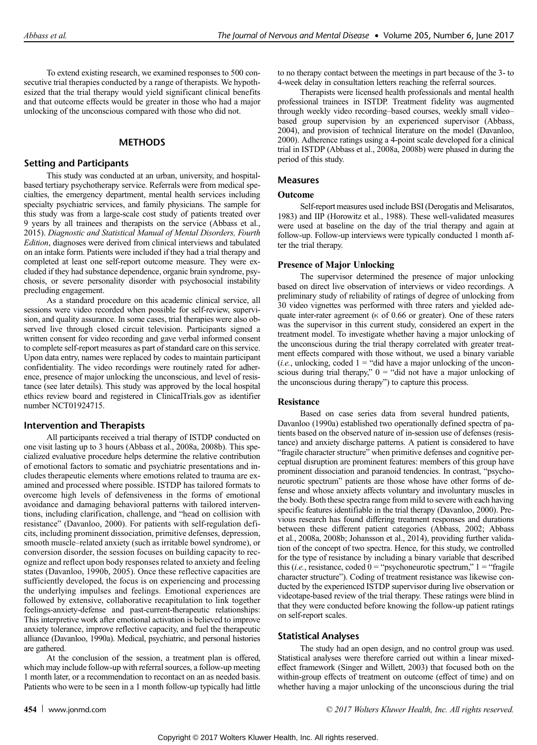To extend existing research, we examined responses to 500 consecutive trial therapies conducted by a range of therapists. We hypothesized that the trial therapy would yield significant clinical benefits and that outcome effects would be greater in those who had a major unlocking of the unconscious compared with those who did not.

## METHODS

### Setting and Participants

This study was conducted at an urban, university, and hospital-based tertiary psychotherapy service. Referrals were from medical specialties, the emergency department, mental health services including specialty psychiatric services, and family physicians. The sample for this study was from a large-scale cost study of patients treated over 9 years by all trainees and therapists on the service (Abbass et al., 2015). *Diagnostic and Statistical Manual of Mental Disorders, Fourth Edition*, diagnoses were derived from clinical interviews and tabulated on an intake form. Patients were included if they had a trial therapy and completed at least one self-report outcome measure. They were excluded if they had substance dependence, organic brain syndrome, psychosis, or severe personality disorder with psychosocial instability precluding engagement.

As a standard procedure on this academic clinical service, all sessions were video recorded when possible for self-review, supervision, and quality assurance. In some cases, trial therapies were also observed live through closed circuit television. Participants signed a written consent for video recording and gave verbal informed consent to complete self-report measures as part of standard care on this service. Upon data entry, names were replaced by codes to maintain participant confidentiality. The video recordings were routinely rated for adherence, presence of major unlocking the unconscious, and level of resistance (see later details). This study was approved by the local hospital ethics review board and registered in ClinicalTrials.gov as identifier number NCT01924715.

### Intervention and Therapists

All participants received a trial therapy of ISTDP conducted on one visit lasting up to 3 hours (Abbass et al., 2008a, 2008b). This specialized evaluative procedure helps determine the relative contribution of emotional factors to somatic and psychiatric presentations and includes therapeutic elements where emotions related to trauma are examined and processed where possible. ISTDP has tailored formats to overcome high levels of defensiveness in the forms of emotional avoidance and damaging behavioral patterns with tailored interventions, including clarification, challenge, and "head on collision with resistance" (Davanloo, 2000). For patients with self-regulation deficits, including prominent dissociation, primitive defenses, depression, smooth muscle–related anxiety (such as irritable bowel syndrome), or conversion disorder, the session focuses on building capacity to recognize and reflect upon body responses related to anxiety and feeling states (Davanloo, 1990b, 2005). Once these reflective capacities are sufficiently developed, the focus is on experiencing and processing the underlying impulses and feelings. Emotional experiences are followed by extensive, collaborative recapitulation to link together feelings-anxiety-defense and past-current-therapeutic relationships: This interpretive work after emotional activation is believed to improve anxiety tolerance, improve reflective capacity, and fuel the therapeutic alliance (Davanloo, 1990a). Medical, psychiatric, and personal histories are gathered.

At the conclusion of the session, a treatment plan is offered, which may include follow-up with referral sources, a follow-up meeting 1 month later, or a recommendation to recontact on an as needed basis. Patients who were to be seen in a 1 month follow-up typically had little to no therapy contact between the meetings in part because of the 3- to 4-week delay in consultation letters reaching the referral sources.

Therapists were licensed health professionals and mental health professional trainees in ISTDP. Treatment fidelity was augmented through weekly video recording–based courses, weekly small video–based group supervision by an experienced supervisor (Abbass, 2004), and provision of technical literature on the model (Davanloo, 2000). Adherence ratings using a 4-point scale developed for a clinical trial in ISTDP (Abbass et al., 2008a, 2008b) were phased in during the period of this study.

### Measures

#### Outcome

Self-report measures used include BSI (Derogatis and Melisaratos, 1983) and IIP (Horowitz et al., 1988). These well-validated measures were used at baseline on the day of the trial therapy and again at follow-up. Follow-up interviews were typically conducted 1 month after the trial therapy.

#### Presence of Major Unlocking

The supervisor determined the presence of major unlocking based on direct live observation of interviews or video recordings. A preliminary study of reliability of ratings of degree of unlocking from 30 video vignettes was performed with three raters and yielded adequate inter-rater agreement ($\kappa$ of 0.66 or greater). One of these raters was the supervisor in this current study, considered an expert in the treatment model. To investigate whether having a major unlocking of the unconscious during the trial therapy correlated with greater treatment effects compared with those without, we used a binary variable (*i.e.*, unlocking, coded 1 = "did have a major unlocking of the unconscious during trial therapy," 0 = "did not have a major unlocking of the unconscious during therapy") to capture this process.

#### Resistance

Based on case series data from several hundred patients, Davanloo (1990a) established two operationally defined spectra of patients based on the observed nature of in-session use of defenses (resistance) and anxiety discharge patterns. A patient is considered to have "fragile character structure" when primitive defenses and cognitive perceptual disruption are prominent features: members of this group have prominent dissociation and paranoid tendencies. In contrast, "psychoneurotic spectrum" patients are those whose have other forms of defense and whose anxiety affects voluntary and involuntary muscles in the body. Both these spectra range from mild to severe with each having specific features identifiable in the trial therapy (Davanloo, 2000). Previous research has found differing treatment responses and durations between these different patient categories (Abbass, 2002; Abbass et al., 2008a, 2008b; Johansson et al., 2014), providing further validation of the concept of two spectra. Hence, for this study, we controlled for the type of resistance by including a binary variable that described this (*i.e.*, resistance, coded 0 = "psychoneurotic spectrum," 1 = "fragile character structure"). Coding of treatment resistance was likewise conducted by the experienced ISTDP supervisor during live observation or videotape-based review of the trial therapy. These ratings were blind in that they were conducted before knowing the follow-up patient ratings on self-report scales.

### Statistical Analyses

The study had an open design, and no control group was used. Statistical analyses were therefore carried out within a linear mixed-effect framework (Singer and Willett, 2003) that focused both on the within-group effects of treatment on outcome (effect of time) and on whether having a major unlocking of the unconscious during the trial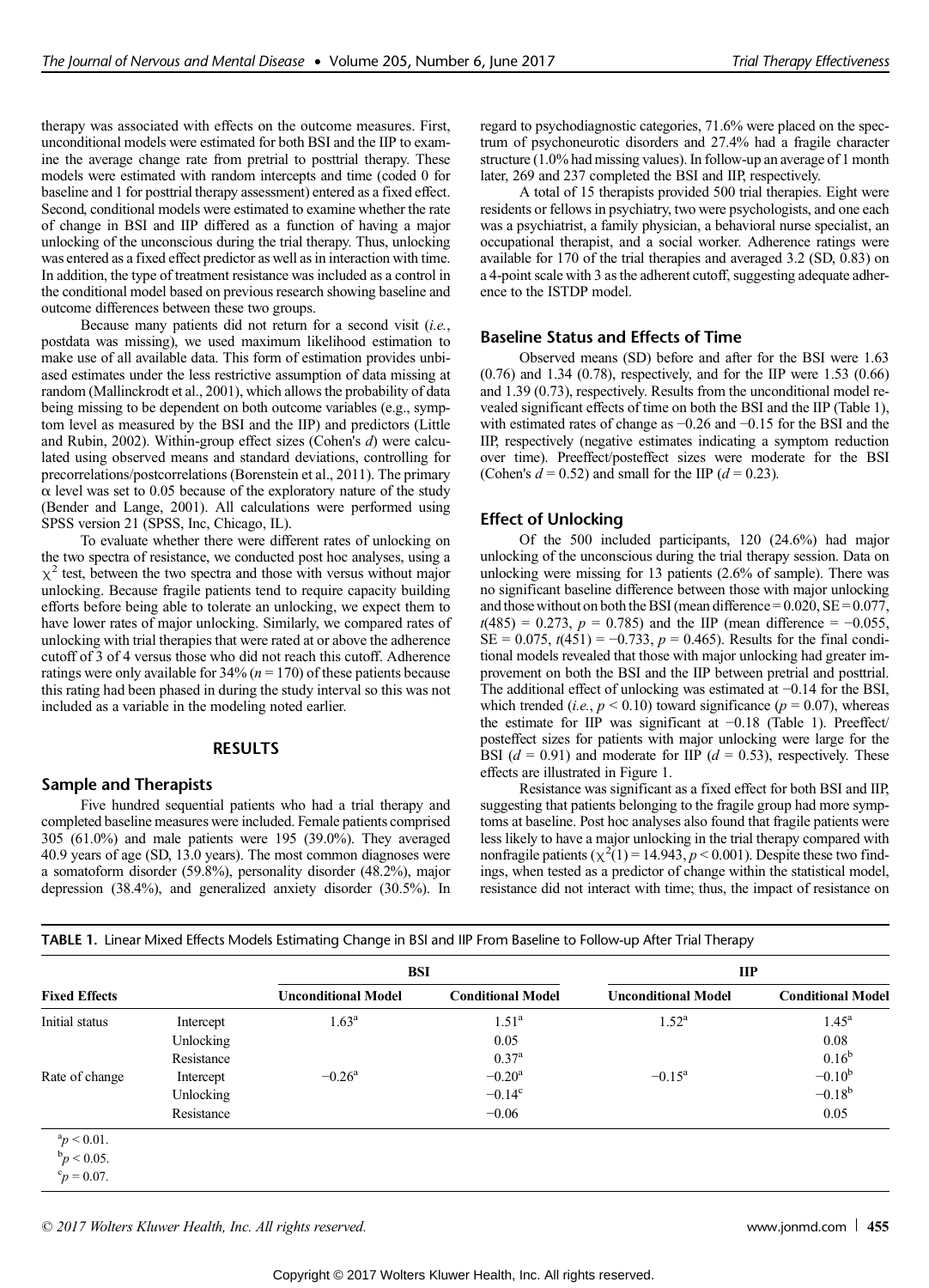therapy was associated with effects on the outcome measures. First, unconditional models were estimated for both BSI and the IIP to examine the average change rate from pretrial to posttrial therapy. These models were estimated with random intercepts and time (coded 0 for baseline and 1 for posttrial therapy assessment) entered as a fixed effect. Second, conditional models were estimated to examine whether the rate of change in BSI and IIP differed as a function of having a major unlocking of the unconscious during the trial therapy. Thus, unlocking was entered as a fixed effect predictor as well as in interaction with time. In addition, the type of treatment resistance was included as a control in the conditional model based on previous research showing baseline and outcome differences between these two groups.

Because many patients did not return for a second visit (*i.e.*, postdata was missing), we used maximum likelihood estimation to make use of all available data. This form of estimation provides unbiased estimates under the less restrictive assumption of data missing at random (Mallinckrodt et al., 2001), which allows the probability of data being missing to be dependent on both outcome variables (e.g., symptom level as measured by the BSI and the IIP) and predictors (Little and Rubin, 2002). Within-group effect sizes (Cohen's *d*) were calculated using observed means and standard deviations, controlling for precorrelations/postcorrelations (Borenstein et al., 2011). The primary $\alpha$ level was set to 0.05 because of the exploratory nature of the study (Bender and Lange, 2001). All calculations were performed using SPSS version 21 (SPSS, Inc, Chicago, IL).

To evaluate whether there were different rates of unlocking on the two spectra of resistance, we conducted post hoc analyses, using a $\chi^2$ test, between the two spectra and those with versus without major unlocking. Because fragile patients tend to require capacity building efforts before being able to tolerate an unlocking, we expect them to have lower rates of major unlocking. Similarly, we compared rates of unlocking with trial therapies that were rated at or above the adherence cutoff of 3 of 4 versus those who did not reach this cutoff. Adherence ratings were only available for 34% ($n = 170$) of these patients because this rating had been phased in during the study interval so this was not included as a variable in the modeling noted earlier.

## RESULTS

### Sample and Therapists

Five hundred sequential patients who had a trial therapy and completed baseline measures were included. Female patients comprised 305 (61.0%) and male patients were 195 (39.0%). They averaged 40.9 years of age (SD, 13.0 years). The most common diagnoses were a somatoform disorder (59.8%), personality disorder (48.2%), major depression (38.4%), and generalized anxiety disorder (30.5%). In regard to psychodiagnostic categories, 71.6% were placed on the spectrum of psychoneurotic disorders and 27.4% had a fragile character structure (1.0% had missing values). In follow-up an average of 1 month later, 269 and 237 completed the BSI and IIP, respectively.

A total of 15 therapists provided 500 trial therapies. Eight were residents or fellows in psychiatry, two were psychologists, and one each was a psychiatrist, a family physician, a behavioral nurse specialist, an occupational therapist, and a social worker. Adherence ratings were available for 170 of the trial therapies and averaged 3.2 (SD, 0.83) on a 4-point scale with 3 as the adherent cutoff, suggesting adequate adherence to the ISTDP model.

### Baseline Status and Effects of Time

Observed means (SD) before and after for the BSI were 1.63 (0.76) and 1.34 (0.78), respectively, and for the IIP were 1.53 (0.66) and 1.39 (0.73), respectively. Results from the unconditional model revealed significant effects of time on both the BSI and the IIP (Table 1), with estimated rates of change as −0.26 and −0.15 for the BSI and the IIP, respectively (negative estimates indicating a symptom reduction over time). Preeffect/posteffect sizes were moderate for the BSI (Cohen's $d = 0.52$) and small for the IIP ($d = 0.23$).

### Effect of Unlocking

Of the 500 included participants, 120 (24.6%) had major unlocking of the unconscious during the trial therapy session. Data on unlocking were missing for 13 patients (2.6% of sample). There was no significant baseline difference between those with major unlocking and those without on both the BSI (mean difference = 0.020, SE = 0.077, $t(485) = 0.273$, $p = 0.785$) and the IIP (mean difference = −0.055, SE = 0.075, $t(451) = -0.733$, $p = 0.465$). Results for the final conditional models revealed that those with major unlocking had greater improvement on both the BSI and the IIP between pretrial and posttrial. The additional effect of unlocking was estimated at −0.14 for the BSI, which trended (*i.e.*, $p < 0.10$) toward significance ($p = 0.07$), whereas the estimate for IIP was significant at −0.18 (Table 1). Preeffect/posteffect sizes for patients with major unlocking were large for the BSI ($d = 0.91$) and moderate for IIP ($d = 0.53$), respectively. These effects are illustrated in Figure 1.

Resistance was significant as a fixed effect for both BSI and IIP, suggesting that patients belonging to the fragile group had more symptoms at baseline. Post hoc analyses also found that fragile patients were less likely to have a major unlocking in the trial therapy compared with nonfragile patients ($\chi^2(1) = 14.943$, $p < 0.001$). Despite these two findings, when tested as a predictor of change within the statistical model, resistance did not interact with time; thus, the impact of resistance on

**TABLE 1.** Linear Mixed Effects Models Estimating Change in BSI and IIP From Baseline to Follow-up After Trial Therapy

| | | BSI | | IIP | |
|---|---|---|---|---|---|
| **Fixed Effects** | | **Unconditional Model** | **Conditional Model** | **Unconditional Model** | **Conditional Model** |
| Initial status | Intercept | 1.63[a] | 1.51[a] | 1.52[a] | 1.45[a] |
| | Unlocking | | 0.05 | | 0.08 |
| | Resistance | | 0.37[a] | | 0.16[b] |
| Rate of change | Intercept | −0.26[a] | −0.20[a] | −0.15[a] | −0.10[b] |
| | Unlocking | | −0.14[c] | | −0.18[b] |
| | Resistance | | −0.06 | | 0.05 |

[a]$p < 0.01$.
[b]$p < 0.05$.
[c]$p = 0.07$.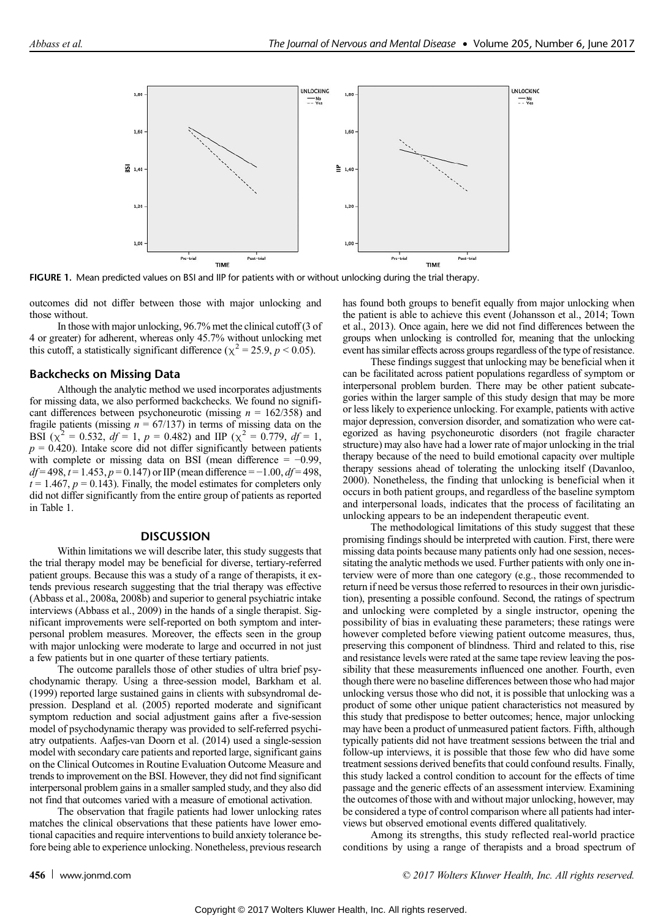FIGURE 1. Mean predicted values on BSI and IIP for patients with or without unlocking during the trial therapy.

outcomes did not differ between those with major unlocking and those without.

In those with major unlocking, 96.7% met the clinical cutoff (3 of 4 or greater) for adherent, whereas only 45.7% without unlocking met this cutoff, a statistically significant difference ($\chi^2 = 25.9$, $p < 0.05$).

## Backchecks on Missing Data

Although the analytic method we used incorporates adjustments for missing data, we also performed backchecks. We found no significant differences between psychoneurotic (missing $n = 162/358$) and fragile patients (missing $n = 67/137$) in terms of missing data on the BSI ($\chi^2 = 0.532$, $df = 1$, $p = 0.482$) and IIP ($\chi^2 = 0.779$, $df = 1$, $p = 0.420$). Intake score did not differ significantly between patients with complete or missing data on BSI (mean difference = −0.99, $df = 498$, $t = 1.453$, $p = 0.147$) or IIP (mean difference = −1.00, $df = 498$, $t = 1.467$, $p = 0.143$). Finally, the model estimates for completers only did not differ significantly from the entire group of patients as reported in Table 1.

## DISCUSSION

Within limitations we will describe later, this study suggests that the trial therapy model may be beneficial for diverse, tertiary-referred patient groups. Because this was a study of a range of therapists, it extends previous research suggesting that the trial therapy was effective (Abbass et al., 2008a, 2008b) and superior to general psychiatric intake interviews (Abbass et al., 2009) in the hands of a single therapist. Significant improvements were self-reported on both symptom and interpersonal problem measures. Moreover, the effects seen in the group with major unlocking were moderate to large and occurred in not just a few patients but in one quarter of these tertiary patients.

The outcome parallels those of other studies of ultra brief psychodynamic therapy. Using a three-session model, Barkham et al. (1999) reported large sustained gains in clients with subsyndromal depression. Despland et al. (2005) reported moderate and significant symptom reduction and social adjustment gains after a five-session model of psychodynamic therapy was provided to self-referred psychiatry outpatients. Aafjes-van Doorn et al. (2014) used a single-session model with secondary care patients and reported large, significant gains on the Clinical Outcomes in Routine Evaluation Outcome Measure and trends to improvement on the BSI. However, they did not find significant interpersonal problem gains in a smaller sampled study, and they also did not find that outcomes varied with a measure of emotional activation.

The observation that fragile patients had lower unlocking rates matches the clinical observations that these patients have lower emotional capacities and require interventions to build anxiety tolerance before being able to experience unlocking. Nonetheless, previous research has found both groups to benefit equally from major unlocking when the patient is able to achieve this event (Johansson et al., 2014; Town et al., 2013). Once again, here we did not find differences between the groups when unlocking is controlled for, meaning that the unlocking event has similar effects across groups regardless of the type of resistance.

These findings suggest that unlocking may be beneficial when it can be facilitated across patient populations regardless of symptom or interpersonal problem burden. There may be other patient subcategories within the larger sample of this study design that may be more or less likely to experience unlocking. For example, patients with active major depression, conversion disorder, and somatization who were categorized as having psychoneurotic disorders (not fragile character structure) may also have had a lower rate of major unlocking in the trial therapy because of the need to build emotional capacity over multiple therapy sessions ahead of tolerating the unlocking itself (Davanloo, 2000). Nonetheless, the finding that unlocking is beneficial when it occurs in both patient groups, and regardless of the baseline symptom and interpersonal loads, indicates that the process of facilitating an unlocking appears to be an independent therapeutic event.

The methodological limitations of this study suggest that these promising findings should be interpreted with caution. First, there were missing data points because many patients only had one session, necessitating the analytic methods we used. Further patients with only one interview were of more than one category (e.g., those recommended to return if need be versus those referred to resources in their own jurisdiction), presenting a possible confound. Second, the ratings of spectrum and unlocking were completed by a single instructor, opening the possibility of bias in evaluating these parameters; these ratings were however completed before viewing patient outcome measures, thus, preserving this component of blindness. Third and related to this, rise and resistance levels were rated at the same tape review leaving the possibility that these measurements influenced one another. Fourth, even though there were no baseline differences between those who had major unlocking versus those who did not, it is possible that unlocking was a product of some other unique patient characteristics not measured by this study that predispose to better outcomes; hence, major unlocking may have been a product of unmeasured patient factors. Fifth, although typically patients did not have treatment sessions between the trial and follow-up interviews, it is possible that those few who did have some treatment sessions derived benefits that could confound results. Finally, this study lacked a control condition to account for the effects of time passage and the generic effects of an assessment interview. Examining the outcomes of those with and without major unlocking, however, may be considered a type of control comparison where all patients had interviews but observed emotional events differed qualitatively.

Among its strengths, this study reflected real-world practice conditions by using a range of therapists and a broad spectrum of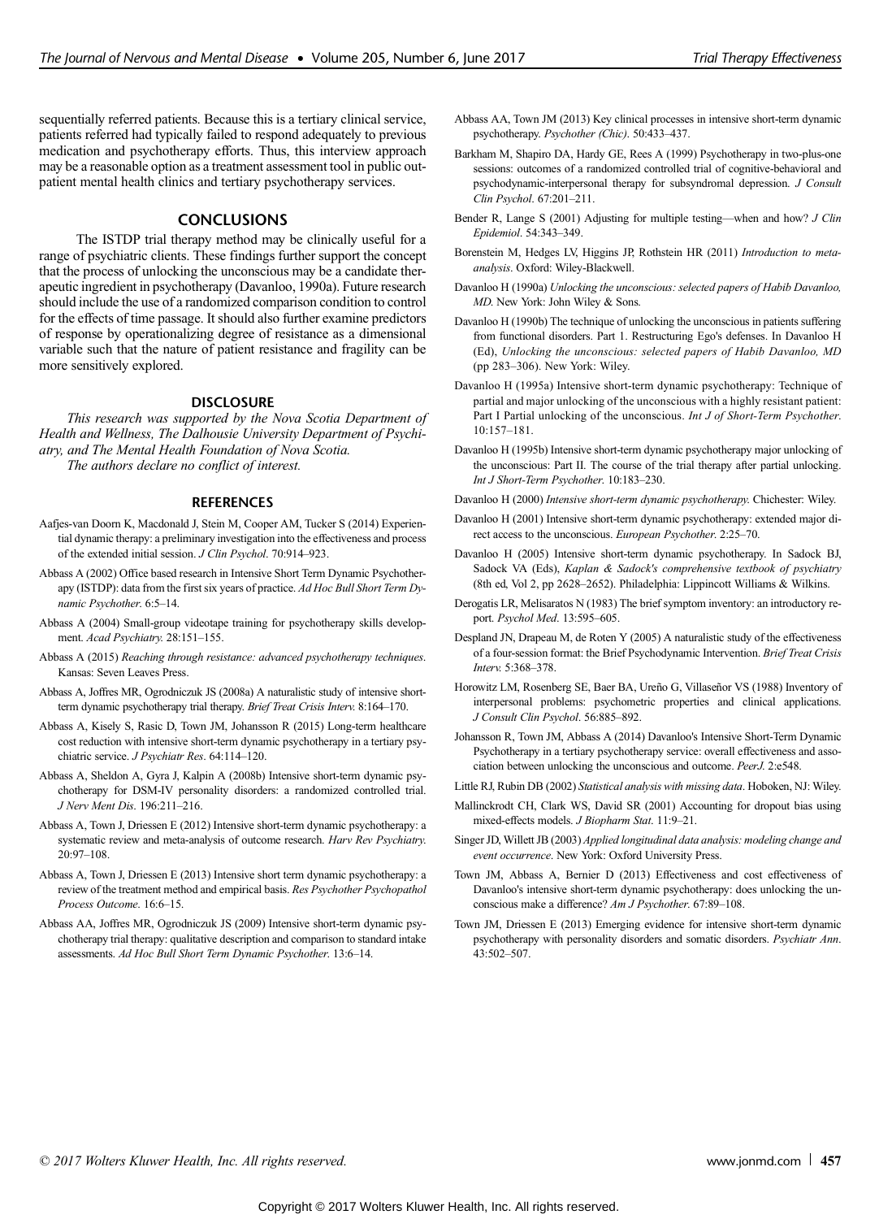sequentially referred patients. Because this is a tertiary clinical service, patients referred had typically failed to respond adequately to previous medication and psychotherapy efforts. Thus, this interview approach may be a reasonable option as a treatment assessment tool in public outpatient mental health clinics and tertiary psychotherapy services.

## CONCLUSIONS

The ISTDP trial therapy method may be clinically useful for a range of psychiatric clients. These findings further support the concept that the process of unlocking the unconscious may be a candidate therapeutic ingredient in psychotherapy (Davanloo, 1990a). Future research should include the use of a randomized comparison condition to control for the effects of time passage. It should also further examine predictors of response by operationalizing degree of resistance as a dimensional variable such that the nature of patient resistance and fragility can be more sensitively explored.

## DISCLOSURE

*This research was supported by the Nova Scotia Department of Health and Wellness, The Dalhousie University Department of Psychiatry, and The Mental Health Foundation of Nova Scotia.*

*The authors declare no conflict of interest.*

## REFERENCES

Aafjes-van Doorn K, Macdonald J, Stein M, Cooper AM, Tucker S (2014) Experiential dynamic therapy: a preliminary investigation into the effectiveness and process of the extended initial session. *J Clin Psychol*. 70:914–923.

Abbass A (2002) Office based research in Intensive Short Term Dynamic Psychotherapy (ISTDP): data from the first six years of practice. *Ad Hoc Bull Short Term Dynamic Psychother*. 6:5–14.

Abbass A (2004) Small-group videotape training for psychotherapy skills development. *Acad Psychiatry*. 28:151–155.

Abbass A (2015) *Reaching through resistance: advanced psychotherapy techniques*. Kansas: Seven Leaves Press.

Abbass A, Joffres MR, Ogrodniczuk JS (2008a) A naturalistic study of intensive short-term dynamic psychotherapy trial therapy. *Brief Treat Crisis Interv*. 8:164–170.

Abbass A, Kisely S, Rasic D, Town JM, Johansson R (2015) Long-term healthcare cost reduction with intensive short-term dynamic psychotherapy in a tertiary psychiatric service. *J Psychiatr Res*. 64:114–120.

Abbass A, Sheldon A, Gyra J, Kalpin A (2008b) Intensive short-term dynamic psychotherapy for DSM-IV personality disorders: a randomized controlled trial. *J Nerv Ment Dis*. 196:211–216.

Abbass A, Town J, Driessen E (2012) Intensive short-term dynamic psychotherapy: a systematic review and meta-analysis of outcome research. *Harv Rev Psychiatry*. 20:97–108.

Abbass A, Town J, Driessen E (2013) Intensive short term dynamic psychotherapy: a review of the treatment method and empirical basis. *Res Psychother Psychopathol Process Outcome*. 16:6–15.

Abbass AA, Joffres MR, Ogrodniczuk JS (2009) Intensive short-term dynamic psychotherapy trial therapy: qualitative description and comparison to standard intake assessments. *Ad Hoc Bull Short Term Dynamic Psychother*. 13:6–14.

Abbass AA, Town JM (2013) Key clinical processes in intensive short-term dynamic psychotherapy. *Psychother (Chic)*. 50:433–437.

Barkham M, Shapiro DA, Hardy GE, Rees A (1999) Psychotherapy in two-plus-one sessions: outcomes of a randomized controlled trial of cognitive-behavioral and psychodynamic-interpersonal therapy for subsyndromal depression. *J Consult Clin Psychol*. 67:201–211.

Bender R, Lange S (2001) Adjusting for multiple testing—when and how? *J Clin Epidemiol*. 54:343–349.

Borenstein M, Hedges LV, Higgins JP, Rothstein HR (2011) *Introduction to meta-analysis*. Oxford: Wiley-Blackwell.

Davanloo H (1990a) *Unlocking the unconscious: selected papers of Habib Davanloo, MD*. New York: John Wiley & Sons.

Davanloo H (1990b) The technique of unlocking the unconscious in patients suffering from functional disorders. Part 1. Restructuring Ego's defenses. In Davanloo H (Ed), *Unlocking the unconscious: selected papers of Habib Davanloo, MD* (pp 283–306). New York: Wiley.

Davanloo H (1995a) Intensive short-term dynamic psychotherapy: Technique of partial and major unlocking of the unconscious with a highly resistant patient: Part I Partial unlocking of the unconscious. *Int J of Short-Term Psychother*. 10:157–181.

Davanloo H (1995b) Intensive short-term dynamic psychotherapy major unlocking of the unconscious: Part II. The course of the trial therapy after partial unlocking. *Int J Short-Term Psychother*. 10:183–230.

Davanloo H (2000) *Intensive short-term dynamic psychotherapy*. Chichester: Wiley.

Davanloo H (2001) Intensive short-term dynamic psychotherapy: extended major direct access to the unconscious. *European Psychother*. 2:25–70.

Davanloo H (2005) Intensive short-term dynamic psychotherapy. In Sadock BJ, Sadock VA (Eds), *Kaplan & Sadock's comprehensive textbook of psychiatry* (8th ed, Vol 2, pp 2628–2652). Philadelphia: Lippincott Williams & Wilkins.

Derogatis LR, Melisaratos N (1983) The brief symptom inventory: an introductory report. *Psychol Med*. 13:595–605.

Despland JN, Drapeau M, de Roten Y (2005) A naturalistic study of the effectiveness of a four-session format: the Brief Psychodynamic Intervention. *Brief Treat Crisis Interv*. 5:368–378.

Horowitz LM, Rosenberg SE, Baer BA, Ureño G, Villaseñor VS (1988) Inventory of interpersonal problems: psychometric properties and clinical applications. *J Consult Clin Psychol*. 56:885–892.

Johansson R, Town JM, Abbass A (2014) Davanloo's Intensive Short-Term Dynamic Psychotherapy in a tertiary psychotherapy service: overall effectiveness and association between unlocking the unconscious and outcome. *PeerJ*. 2:e548.

Little RJ, Rubin DB (2002) *Statistical analysis with missing data*. Hoboken, NJ: Wiley.

Mallinckrodt CH, Clark WS, David SR (2001) Accounting for dropout bias using mixed-effects models. *J Biopharm Stat*. 11:9–21.

Singer JD, Willett JB (2003) *Applied longitudinal data analysis: modeling change and event occurrence*. New York: Oxford University Press.

Town JM, Abbass A, Bernier D (2013) Effectiveness and cost effectiveness of Davanloo's intensive short-term dynamic psychotherapy: does unlocking the unconscious make a difference? *Am J Psychother*. 67:89–108.

Town JM, Driessen E (2013) Emerging evidence for intensive short-term dynamic psychotherapy with personality disorders and somatic disorders. *Psychiatr Ann*. 43:502–507.